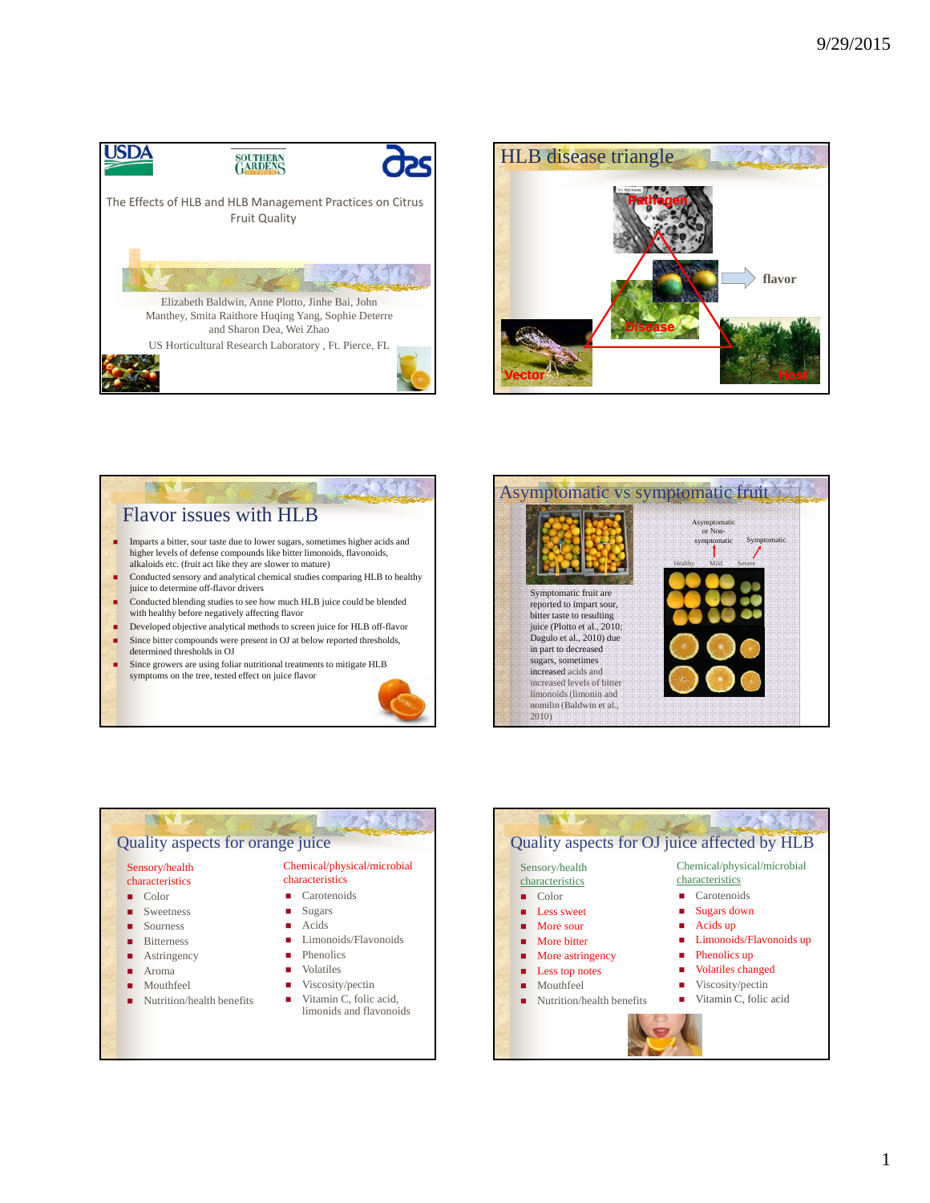The Effects of HLB and HLB Management Practices on Citrus Fruit Quality

Elizabeth Baldwin, Anne Plotto, Jinhe Bai, John Manthey, Smita Raithore Huqing Yang, Sophie Deterre and Sharon Dea, Wei Zhao

US Horticultural Research Laboratory , Ft. Pierce, FL

## HLB disease triangle

Pathogen

Disease

flavor

Vector

Host

## Flavor issues with HLB

- Imparts a bitter, sour taste due to lower sugars, sometimes higher acids and higher levels of defense compounds like bitter limonoids, flavonoids, alkaloids etc. (fruit act like they are slower to mature)
- Conducted sensory and analytical chemical studies comparing HLB to healthy juice to determine off-flavor drivers
- Conducted blending studies to see how much HLB juice could be blended with healthy before negatively affecting flavor
- Developed objective analytical methods to screen juice for HLB off-flavor
- Since bitter compounds were present in OJ at below reported thresholds, determined thresholds in OJ
- Since growers are using foliar nutritional treatments to mitigate HLB symptoms on the tree, tested effect on juice flavor

## Asymptomatic vs symptomatic fruit

Asymptomatic or Non-symptomatic

Symptomatic

Healthy Mild Severe

Symptomatic fruit are reported to impart sour, bitter taste to resulting juice (Plotto et al., 2010; Dagulo et al., 2010) due in part to decreased sugars, sometimes increased acids and increased levels of bitter limonoids (limonin and nomilin (Baldwin et al., 2010)

## Quality aspects for orange juice

Sensory/health characteristics

- Color
- Sweetness
- Sourness
- Bitterness
- Astringency
- Aroma
- Mouthfeel
- Nutrition/health benefits

Chemical/physical/microbial characteristics

- Carotenoids
- Sugars
- Acids
- Limonoids/Flavonoids
- Phenolics
- Volatiles
- Viscosity/pectin
- Vitamin C, folic acid, limonids and flavonoids

## Quality aspects for OJ juice affected by HLB

Sensory/health characteristics

- Color
- Less sweet
- More sour
- More bitter
- More astringency
- Less top notes
- Mouthfeel
- Nutrition/health benefits

Chemical/physical/microbial characteristics

- Carotenoids
- Sugars down
- Acids up
- Limonoids/Flavonoids up
- Phenolics up
- Volatiles changed
- Viscosity/pectin
- Vitamin C, folic acid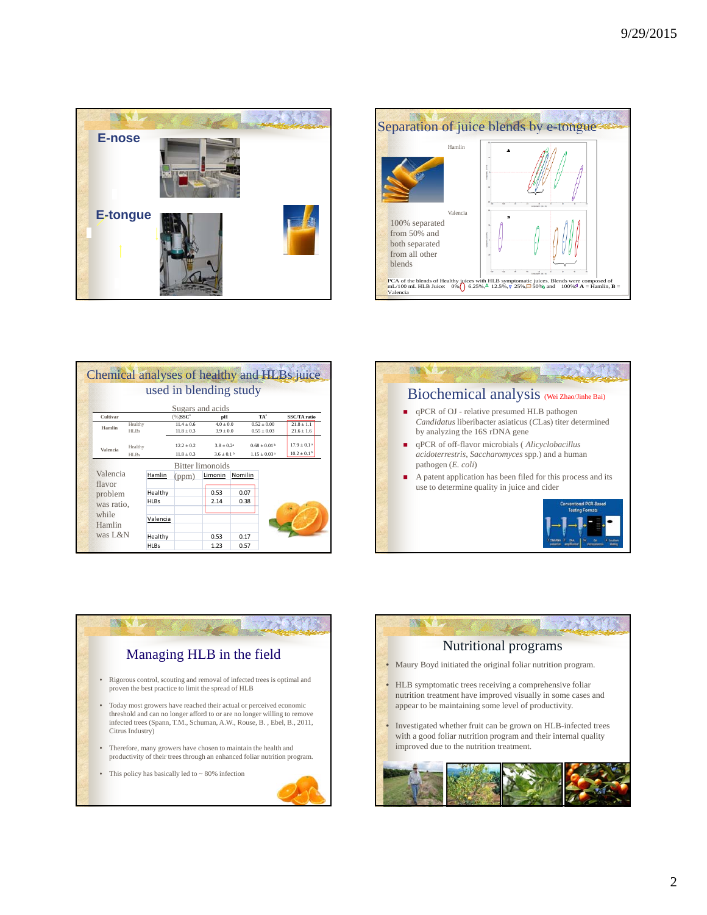## E-nose

## E-tongue

## Separation of juice blends by e-tongue

Hamlin

Valencia

100% separated from 50% and both separated from all other blends

PCA of the blends of Healthy juices with HLB symptomatic juices. Blends were composed of mL/100 mL HLB Juice: 0%, 6.25%, 12.5%, 25%, 50% and 100%. A = Hamlin, B = Valencia

## Chemical analyses of healthy and HLBs juice used in blending study

Sugars and acids

| Cultivar | | (%)SSC* | pH | TA* | SSC/TA ratio |
|---|---|---|---|---|---|
| Hamlin | Healthy | 11.4 ± 0.6 | 4.0 ± 0.0 | 0.52 ± 0.00 | 21.8 ± 1.1 |
| | HLBs | 11.8 ± 0.3 | 3.9 ± 0.0 | 0.55 ± 0.03 | 21.6 ± 1.6 |
| Valencia | Healthy | 12.2 ± 0.2 | 3.8 ± 0.2ᵃ | 0.68 ± 0.01ᵇ | 17.9 ± 0.1ᵃ |
| | HLBs | 11.8 ± 0.3 | 3.6 ± 0.1ᵇ | 1.15 ± 0.03ᵃ | 10.2 ± 0.1ᵇ |

Bitter limonoids

| Hamlin (ppm) | | Limonin | Nomilin |
|---|---|---|---|
| Healthy | | 0.53 | 0.07 |
| HLBs | | 2.14 | 0.38 |
| Valencia | | | |
| Healthy | | 0.53 | 0.17 |
| HLBs | | 1.23 | 0.57 |

Valencia flavor problem was ratio, while Hamlin was L&N

## Biochemical analysis (Wei Zhao/Jinhe Bai)

- qPCR of OJ - relative presumed HLB pathogen *Candidatus* liberibacter asiaticus (*C*Las) titer determined by analyzing the 16S rDNA gene
- qPCR of off-flavor microbials ( *Alicyclobacillus acidoterrestris*, *Saccharomyces* spp.) and a human pathogen (*E. coli*)
- A patent application has been filed for this process and its use to determine quality in juice and cider

Conventional PCR-Based Testing Formats

## Managing HLB in the field

- Rigorous control, scouting and removal of infected trees is optimal and proven the best practice to limit the spread of HLB
- Today most growers have reached their actual or perceived economic threshold and can no longer afford to or are no longer willing to remove infected trees (Spann, T.M., Schuman, A.W., Rouse, B. , Ebel, B., 2011, Citrus Industry)
- Therefore, many growers have chosen to maintain the health and productivity of their trees through an enhanced foliar nutrition program.
- This policy has basically led to ~ 80% infection

## Nutritional programs

- Maury Boyd initiated the original foliar nutrition program.
- HLB symptomatic trees receiving a comprehensive foliar nutrition treatment have improved visually in some cases and appear to be maintaining some level of productivity.
- Investigated whether fruit can be grown on HLB-infected trees with a good foliar nutrition program and their internal quality improved due to the nutrition treatment.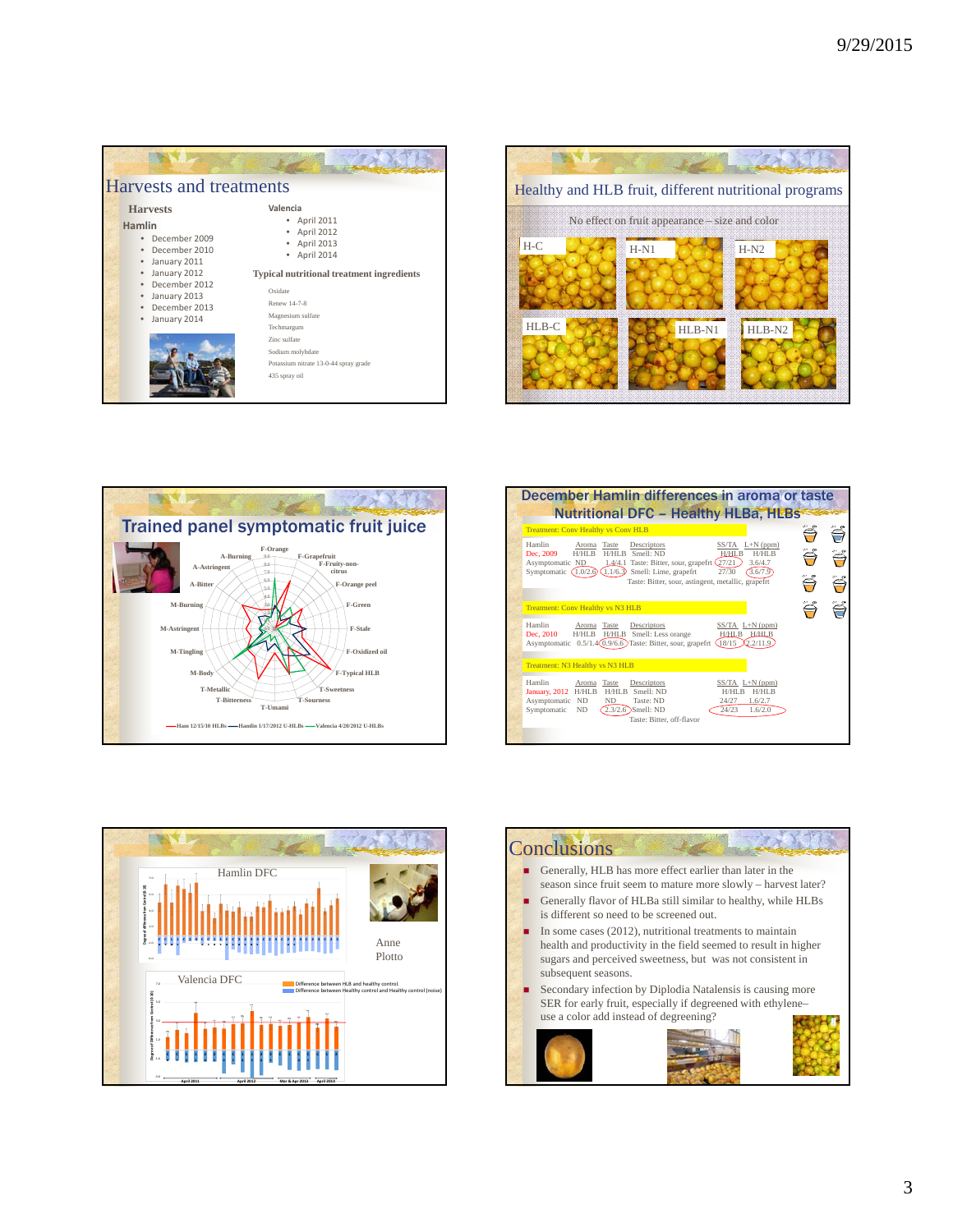## Harvests and treatments

**Harvests**

**Hamlin**

- December 2009
- December 2010
- January 2011
- January 2012
- December 2012
- January 2013
- December 2013
- January 2014

**Valencia**

- April 2011
- April 2012
- April 2013
- April 2014

**Typical nutritional treatment ingredients**

Oxidate
Renew 14-7-8
Magnesium sulfate
Techmangum
Zinc sulfate
Sodium molybdate
Potassium nitrate 13-0-44 spray grade
435 spray oil

## Healthy and HLB fruit, different nutritional programs

No effect on fruit appearance – size and color

H-C, H-N1, H-N2, HLB-C, HLB-N1, HLB-N2

## Trained panel symptomatic fruit juice

F-Orange, F-Grapefruit, F-Fruity-non-citrus, F-Orange peel, F-Green, F-Stale, F-Oxidized oil, F-Typical HLB, T-Sweetness, T-Sourness, T-Umami, T-Bitterness, T-Metallic, M-Body, M-Tingling, M-Astringent, M-Burning, A-Bitter, A-Astringent, A-Burning

Ham 12/15/10 HLBs — Hamlin 1/17/2012 U-HLBs — Valencia 4/20/2012 U-HLBs

## December Hamlin differences in aroma or taste Nutritional DFC – Healthy HLBa, HLBs

Treatment: Conv Healthy vs Conv HLB

| Hamlin Dec, 2009 | Aroma H/HLB | Taste H/HLB | Descriptors | SS/TA H/HLB | L+N (ppm) H/HLB |
|---|---|---|---|---|---|
| Asymptomatic | ND | 1.4/4.1 | Smell: ND; Taste: Bitter, sour, grapefrt | 27/21 | 3.6/4.7 |
| Symptomatic | 1.0/2.6 | 1.1/6.3 | Smell: Lime, grapefrt; Taste: Bitter, sour, astingent, metallic, grapefrt | 27/30 | 3.6/7.9 |

Treatment: Conv Healthy vs N3 HLB

| Hamlin Dec, 2010 | Aroma H/HLB | Taste H/HLB | Descriptors | SS/TA H/HLB | L+N (ppm) H/HLB |
|---|---|---|---|---|---|
| Asymptomatic | 0.5/1.4 | 0.9/6.6 | Smell: Less orange; Taste: Bitter, sour, grapefrt | 18/15 | 2.2/11.9 |

Treatment: N3 Healthy vs N3 HLB

| Hamlin January, 2012 | Aroma H/HLB | Taste H/HLB | Descriptors | SS/TA H/HLB | L+N (ppm) H/HLB |
|---|---|---|---|---|---|
| Asymptomatic | ND | ND | Smell: ND; Taste: ND | 24/27 | 1.6/2.7 |
| Symptomatic | ND | 2.3/2.6 | Smell: ND; Taste: Bitter, off-flavor | 24/23 | 1.6/2.0 |

## Hamlin DFC / Valencia DFC

Difference between HLB and healthy control
Difference between Healthy control and Healthy control (noise)

April 2011, April 2012, Mar & Apr 2013, April 2014

Anne Plotto

## Conclusions

- Generally, HLB has more effect earlier than later in the season since fruit seem to mature more slowly – harvest later?
- Generally flavor of HLBa still similar to healthy, while HLBs is different so need to be screened out.
- In some cases (2012), nutritional treatments to maintain health and productivity in the field seemed to result in higher sugars and perceived sweetness, but was not consistent in subsequent seasons.
- Secondary infection by Diplodia Natalensis is causing more SER for early fruit, especially if degreened with ethylene– use a color add instead of degreening?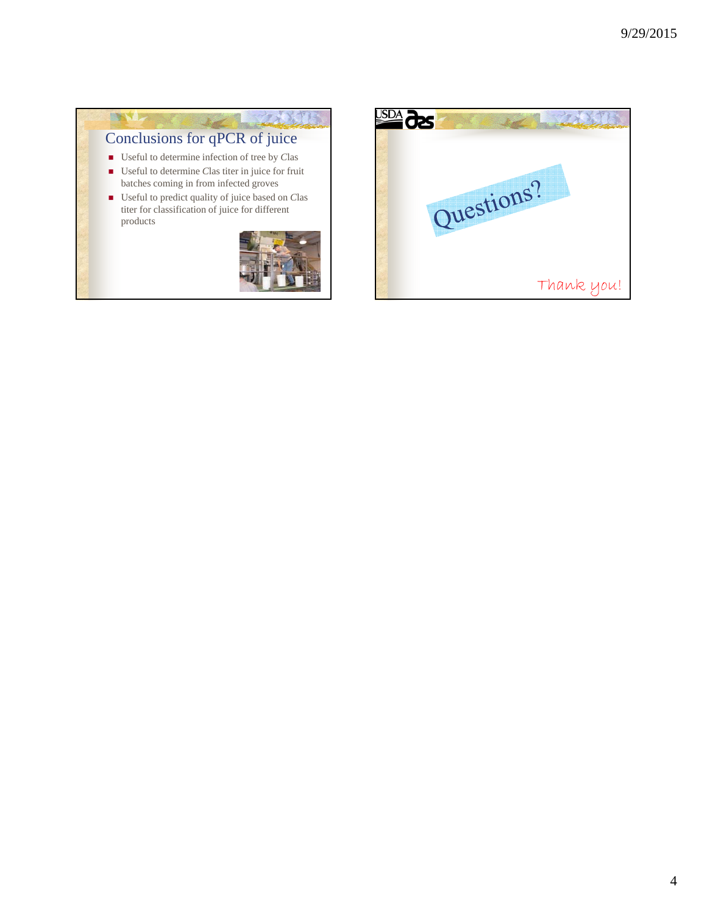## Conclusions for qPCR of juice

- Useful to determine infection of tree by *C*las
- Useful to determine *C*las titer in juice for fruit batches coming in from infected groves
- Useful to predict quality of juice based on *C*las titer for classification of juice for different products

USDA ARS

Questions?

Thank you!